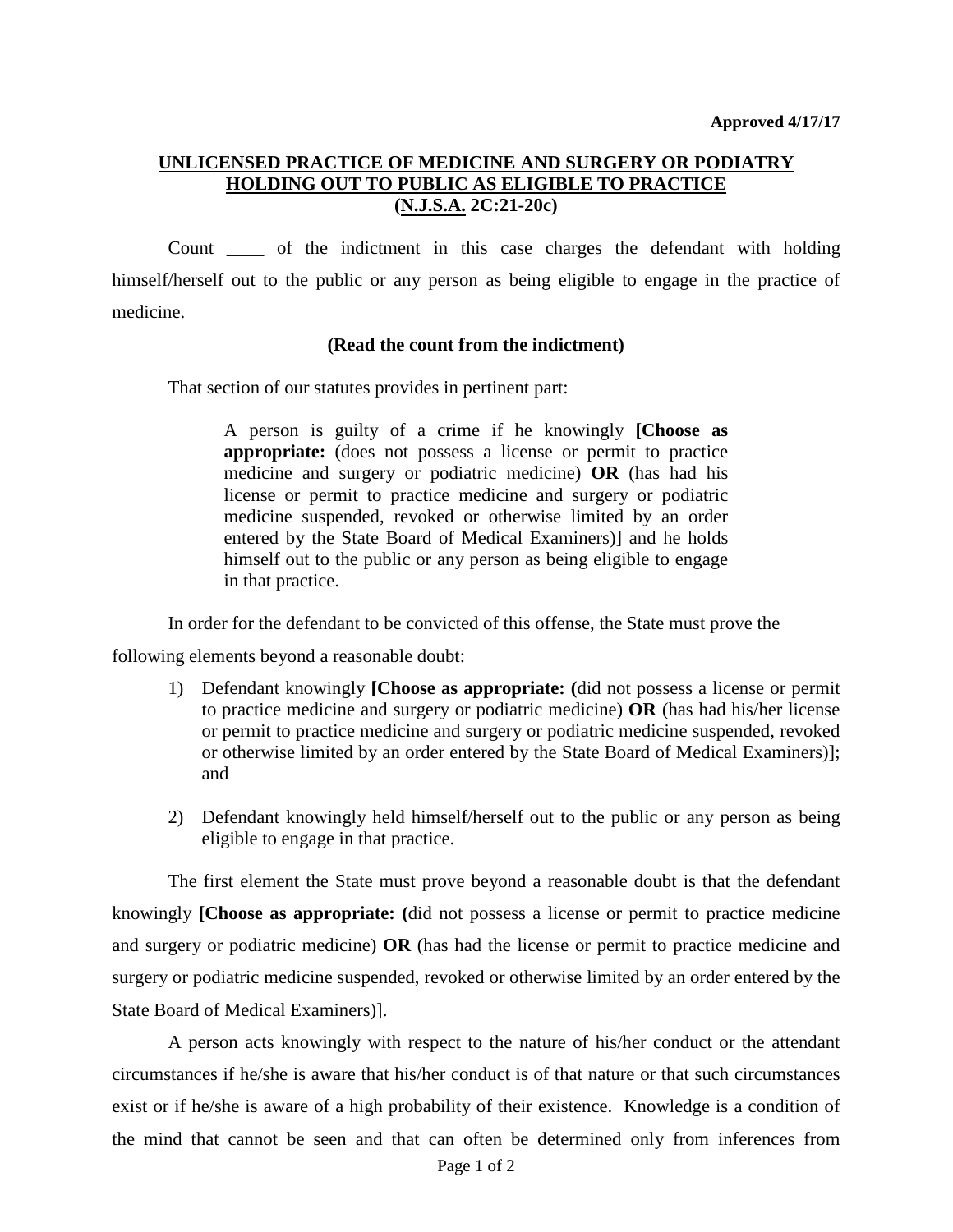**Approved 4/17/17**

## UNLICENSED PRACTICE OF MEDICINE AND SURGERY OR PODIATRY HOLDING OUT TO PUBLIC AS ELIGIBLE TO PRACTICE (N.J.S.A. 2C:21-20c)

Count ____ of the indictment in this case charges the defendant with holding himself/herself out to the public or any person as being eligible to engage in the practice of medicine.

**(Read the count from the indictment)**

That section of our statutes provides in pertinent part:

> A person is guilty of a crime if he knowingly **[Choose as appropriate:** (does not possess a license or permit to practice medicine and surgery or podiatric medicine) **OR** (has had his license or permit to practice medicine and surgery or podiatric medicine suspended, revoked or otherwise limited by an order entered by the State Board of Medical Examiners)] and he holds himself out to the public or any person as being eligible to engage in that practice.

In order for the defendant to be convicted of this offense, the State must prove the following elements beyond a reasonable doubt:

1) Defendant knowingly **[Choose as appropriate: (**did not possess a license or permit to practice medicine and surgery or podiatric medicine) **OR** (has had his/her license or permit to practice medicine and surgery or podiatric medicine suspended, revoked or otherwise limited by an order entered by the State Board of Medical Examiners)]; and

2) Defendant knowingly held himself/herself out to the public or any person as being eligible to engage in that practice.

The first element the State must prove beyond a reasonable doubt is that the defendant knowingly **[Choose as appropriate: (**did not possess a license or permit to practice medicine and surgery or podiatric medicine) **OR** (has had the license or permit to practice medicine and surgery or podiatric medicine suspended, revoked or otherwise limited by an order entered by the State Board of Medical Examiners)].

A person acts knowingly with respect to the nature of his/her conduct or the attendant circumstances if he/she is aware that his/her conduct is of that nature or that such circumstances exist or if he/she is aware of a high probability of their existence. Knowledge is a condition of the mind that cannot be seen and that can often be determined only from inferences from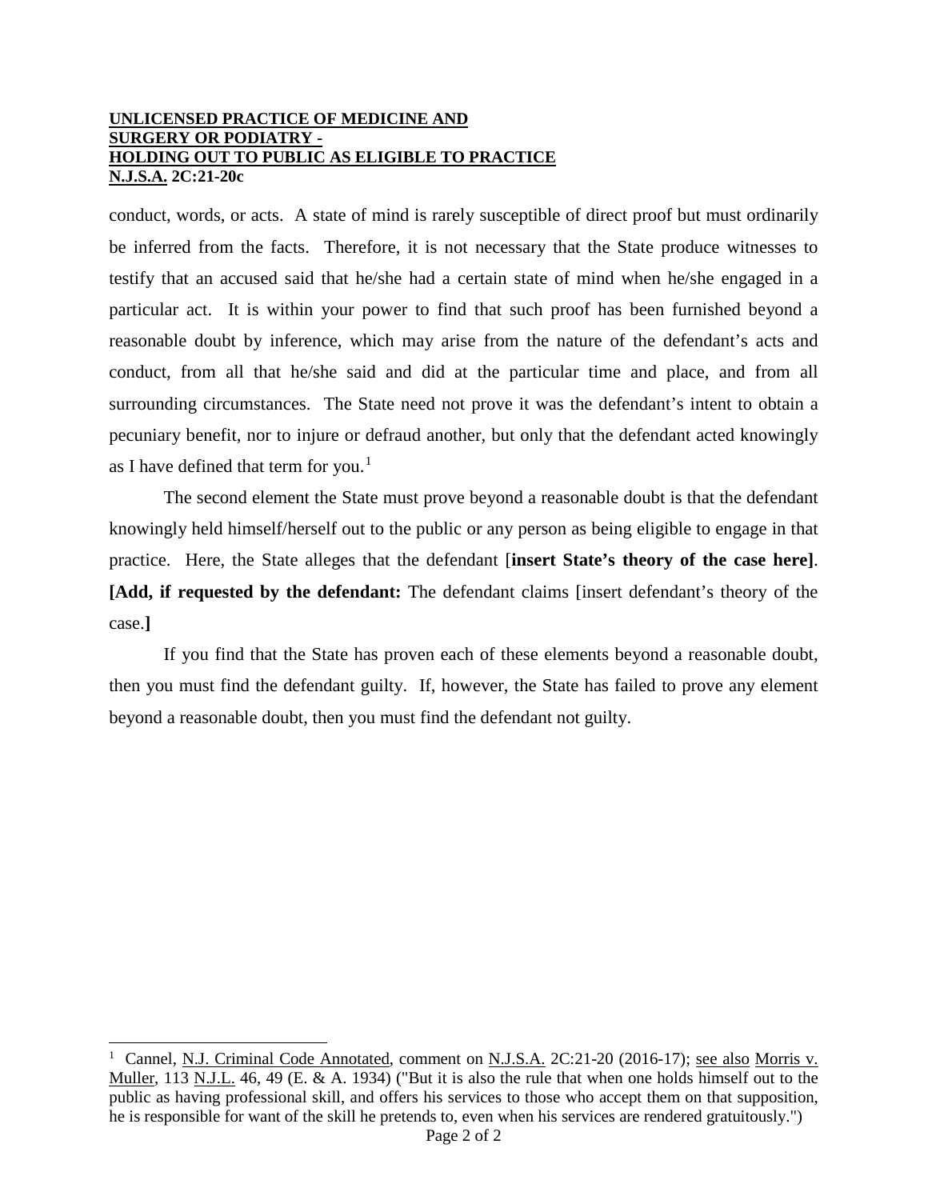conduct, words, or acts. A state of mind is rarely susceptible of direct proof but must ordinarily be inferred from the facts. Therefore, it is not necessary that the State produce witnesses to testify that an accused said that he/she had a certain state of mind when he/she engaged in a particular act. It is within your power to find that such proof has been furnished beyond a reasonable doubt by inference, which may arise from the nature of the defendant's acts and conduct, from all that he/she said and did at the particular time and place, and from all surrounding circumstances. The State need not prove it was the defendant's intent to obtain a pecuniary benefit, nor to injure or defraud another, but only that the defendant acted knowingly as I have defined that term for you.[1]

The second element the State must prove beyond a reasonable doubt is that the defendant knowingly held himself/herself out to the public or any person as being eligible to engage in that practice. Here, the State alleges that the defendant [**insert State's theory of the case here]**. **[Add, if requested by the defendant:** The defendant claims [insert defendant's theory of the case.**]**

If you find that the State has proven each of these elements beyond a reasonable doubt, then you must find the defendant guilty. If, however, the State has failed to prove any element beyond a reasonable doubt, then you must find the defendant not guilty.

---

[1] Cannel, N.J. Criminal Code Annotated, comment on N.J.S.A. 2C:21-20 (2016-17); see also Morris v. Muller, 113 N.J.L. 46, 49 (E. & A. 1934) ("But it is also the rule that when one holds himself out to the public as having professional skill, and offers his services to those who accept them on that supposition, he is responsible for want of the skill he pretends to, even when his services are rendered gratuitously.")